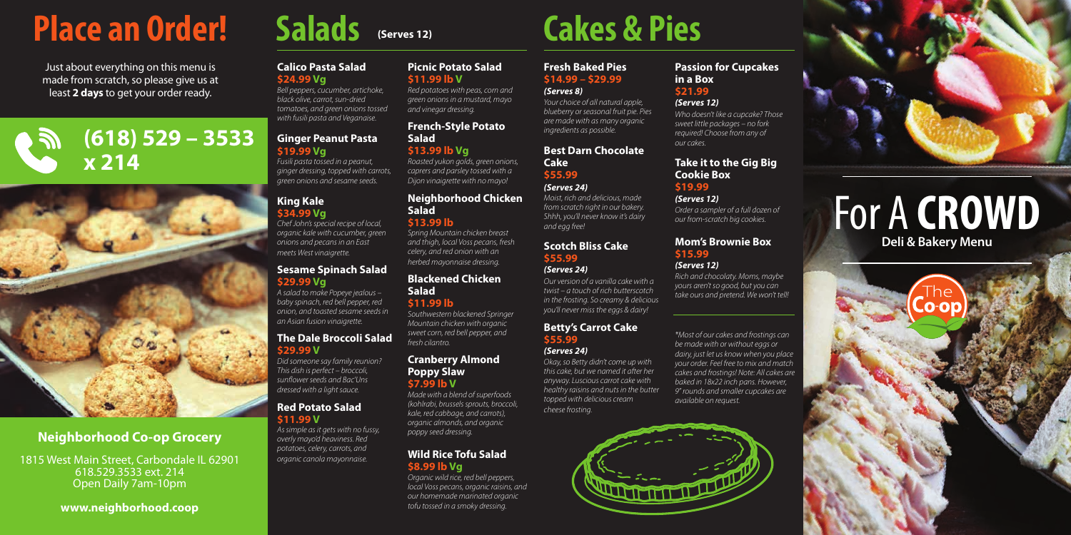# Place an Order!

Just about everything on this menu is made from scratch, so please give us at least **2 days** to get your order ready.

## (618) 529 – 3533 x 214

### Neighborhood Co-op Grocery

1815 West Main Street, Carbondale IL 62901
618.529.3533 ext. 214
Open Daily 7am-10pm

**www.neighborhood.coop**

# Salads (Serves 12)

### Calico Pasta Salad
**$24.99 Vg**

*Bell peppers, cucumber, artichoke, black olive, carrot, sun-dried tomatoes, and green onions tossed with fusili pasta and Veganaise.*

### Ginger Peanut Pasta
**$19.99 Vg**

*Fusili pasta tossed in a peanut, ginger dressing, topped with carrots, green onions and sesame seeds.*

### King Kale
**$34.99 Vg**

*Chef John's special recipe of local, organic kale with cucumber, green onions and pecans in an East meets West vinaigrette.*

### Sesame Spinach Salad
**$29.99 Vg**

*A salad to make Popeye jealous – baby spinach, red bell pepper, red onion, and toasted sesame seeds in an Asian fusion vinaigrette.*

### The Dale Broccoli Salad
**$29.99 V**

*Did someone say family reunion? This dish is perfect – broccoli, sunflower seeds and Bac'Uns dressed with a light sauce.*

### Red Potato Salad
**$11.99 V**

*As simple as it gets with no fussy, overly mayo'd heaviness. Red potatoes, celery, carrots, and organic canola mayonnaise.*

### Picnic Potato Salad
**$11.99 lb V**

*Red potatoes with peas, corn and green onions in a mustard, mayo and vinegar dressing.*

### French-Style Potato Salad
**$13.99 lb Vg**

*Roasted yukon golds, green onions, caprers and parsley tossed with a Dijon vinaigrette with no mayo!*

### Neighborhood Chicken Salad
**$13.99 lb**

*Spring Mountain chicken breast and thigh, local Voss pecans, fresh celery, and red onion with an herbed mayonnaise dressing.*

### Blackened Chicken Salad
**$11.99 lb**

*Southwestern blackened Springer Mountain chicken with organic sweet corn, red bell pepper, and fresh cilantro.*

### Cranberry Almond Poppy Slaw
**$7.99 lb V**

*Made with a blend of superfoods (kohlrabi, brussels sprouts, broccoli, kale, red cabbage, and carrots), organic almonds, and organic poppy seed dressing.*

### Wild Rice Tofu Salad
**$8.99 lb Vg**

*Organic wild rice, red bell peppers, local Voss pecans, organic raisins, and our homemade marinated organic tofu tossed in a smoky dressing.*

# Cakes & Pies

### Fresh Baked Pies
**$14.99 – $29.99**

***(Serves 8)***

*Your choice of all natural apple, blueberry or seasonal fruit pie. Pies are made with as many organic ingredients as possible.*

### Best Darn Chocolate Cake
**$55.99**

***(Serves 24)***

*Moist, rich and delicious, made from scratch right in our bakery. Shhh, you'll never know it's dairy and egg free!*

### Scotch Bliss Cake
**$55.99**

***(Serves 24)***

*Our version of a vanilla cake with a twist – a touch of rich butterscotch in the frosting. So creamy & delicious you'll never miss the eggs & dairy!*

### Betty's Carrot Cake
**$55.99**

***(Serves 24)***

*Okay, so Betty didn't come up with this cake, but we named it after her anyway. Luscious carrot cake with healthy raisins and nuts in the butter topped with delicious cream cheese frosting.*

### Passion for Cupcakes in a Box
**$21.99**

***(Serves 12)***

*Who doesn't like a cupcake? Those sweet little packages – no fork required! Choose from any of our cakes.*

### Take it to the Gig Big Cookie Box
**$19.99**

***(Serves 12)***

*Order a sampler of a full dozen of our from-scratch big cookies.*

### Mom's Brownie Box
**$15.99**

***(Serves 12)***

*Rich and chocolaty. Moms, maybe yours aren't so good, but you can take ours and pretend. We won't tell!*

*\*Most of our cakes and frostings can be made with or without eggs or dairy, just let us know when you place your order. Feel free to mix and match cakes and frostings! Note: All cakes are baked in 18x22 inch pans. However, 9" rounds and smaller cupcakes are available on request.*

# For A **CROWD**

**Deli & Bakery Menu**

The Co-op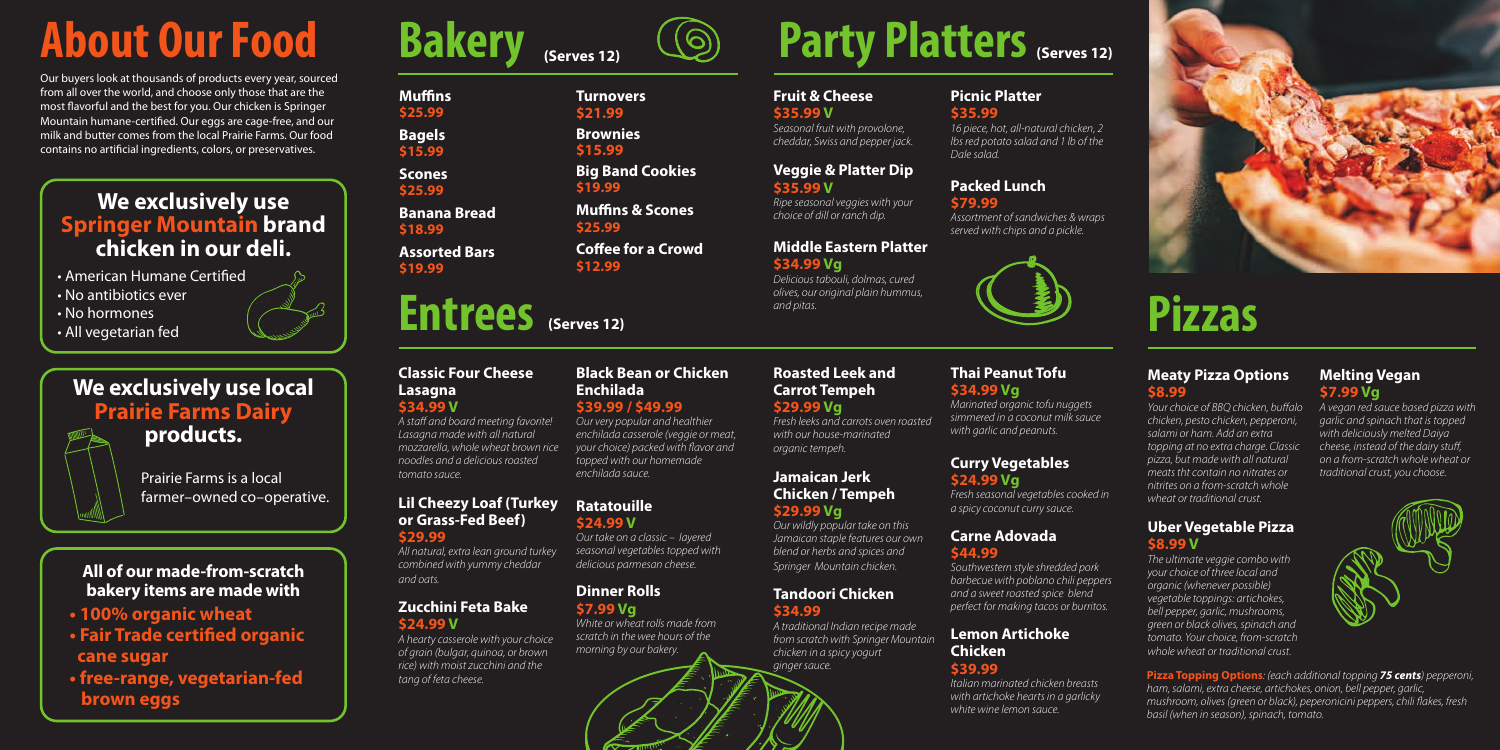# About Our Food

Our buyers look at thousands of products every year, sourced from all over the world, and choose only those that are the most flavorful and the best for you. Our chicken is Springer Mountain humane-certified. Our eggs are cage-free, and our milk and butter comes from the local Prairie Farms. Our food contains no artificial ingredients, colors, or preservatives.

## We exclusively use Springer Mountain brand chicken in our deli.

- American Humane Certified
- No antibiotics ever
- No hormones
- All vegetarian fed

## We exclusively use local Prairie Farms Dairy products.

Prairie Farms is a local farmer–owned co–operative.

### All of our made-from-scratch bakery items are made with

- **100% organic wheat**
- **Fair Trade certified organic cane sugar**
- **free-range, vegetarian-fed brown eggs**

# Bakery (Serves 12)

**Muffins**
$25.99

**Bagels**
$15.99

**Scones**
$25.99

**Banana Bread**
$18.99

**Assorted Bars**
$19.99

**Turnovers**
$21.99

**Brownies**
$15.99

**Big Band Cookies**
$19.99

**Muffins & Scones**
$25.99

**Coffee for a Crowd**
$12.99

# Party Platters (Serves 12)

**Fruit & Cheese**
$35.99 V
*Seasonal fruit with provolone, cheddar, Swiss and pepper jack.*

**Veggie & Platter Dip**
$35.99 V
*Ripe seasonal veggies with your choice of dill or ranch dip.*

**Middle Eastern Platter**
$34.99 Vg
*Delicious tabouli, dolmas, cured olives, our original plain hummus, and pitas.*

**Picnic Platter**
$35.99
*16 piece, hot, all-natural chicken, 2 lbs red potato salad and 1 lb of the Dale salad.*

**Packed Lunch**
$79.99
*Assortment of sandwiches & wraps served with chips and a pickle.*

# Entrees (Serves 12)

**Classic Four Cheese Lasagna**
$34.99 V
*A staff and board meeting favorite! Lasagna made with all natural mozzarella, whole wheat brown rice noodles and a delicious roasted tomato sauce.*

**Lil Cheezy Loaf (Turkey or Grass-Fed Beef)**
$29.99
*All natural, extra lean ground turkey combined with yummy cheddar and oats.*

**Zucchini Feta Bake**
$24.99 V
*A hearty casserole with your choice of grain (bulgar, quinoa, or brown rice) with moist zucchini and the tang of feta cheese.*

**Black Bean or Chicken Enchilada**
$39.99 / $49.99
*Our very popular and healthier enchilada casserole (veggie or meat, your choice) packed with flavor and topped with our homemade enchilada sauce.*

**Ratatouille**
$24.99 V
*Our take on a classic – layered seasonal vegetables topped with delicious parmesan cheese.*

**Dinner Rolls**
$7.99 Vg
*White or wheat rolls made from scratch in the wee hours of the morning by our bakery.*

**Roasted Leek and Carrot Tempeh**
$29.99 Vg
*Fresh leeks and carrots oven roasted with our house-marinated organic tempeh.*

**Jamaican Jerk Chicken / Tempeh**
$29.99 Vg
*Our wildly popular take on this Jamaican staple features our own blend or herbs and spices and Springer Mountain chicken.*

**Tandoori Chicken**
$34.99
*A traditional Indian recipe made from scratch with Springer Mountain chicken in a spicy yogurt ginger sauce.*

**Thai Peanut Tofu**
$34.99 Vg
*Marinated organic tofu nuggets simmered in a coconut milk sauce with garlic and peanuts.*

**Curry Vegetables**
$24.99 Vg
*Fresh seasonal vegetables cooked in a spicy coconut curry sauce.*

**Carne Adovada**
$44.99
*Southwestern style shredded pork barbecue with poblano chili peppers and a sweet roasted spice blend perfect for making tacos or burritos.*

**Lemon Artichoke Chicken**
$39.99
*Italian marinated chicken breasts with artichoke hearts in a garlicky white wine lemon sauce.*

# Pizzas

**Meaty Pizza Options**
$8.99
*Your choice of BBQ chicken, buffalo chicken, pesto chicken, pepperoni, salami or ham. Add an extra topping at no extra charge. Classic pizza, but made with all natural meats tht contain no nitrates or nitrites on a from-scratch whole wheat or traditional crust.*

**Uber Vegetable Pizza**
$8.99 V
*The ultimate veggie combo with your choice of three local and organic (whenever possible) vegetable toppings: artichokes, bell pepper, garlic, mushrooms, green or black olives, spinach and tomato. Your choice, from-scratch whole wheat or traditional crust.*

**Melting Vegan**
$7.99 Vg
*A vegan red sauce based pizza with garlic and spinach that is topped with deliciously melted Daiya cheese, instead of the dairy stuff, on a from-scratch whole wheat or traditional crust, you choose.*

**Pizza Topping Options**: *(each additional topping **75 cents**) pepperoni, ham, salami, extra cheese, artichokes, onion, bell pepper, garlic, mushroom, olives (green or black), peperonicini peppers, chili flakes, fresh basil (when in season), spinach, tomato.*